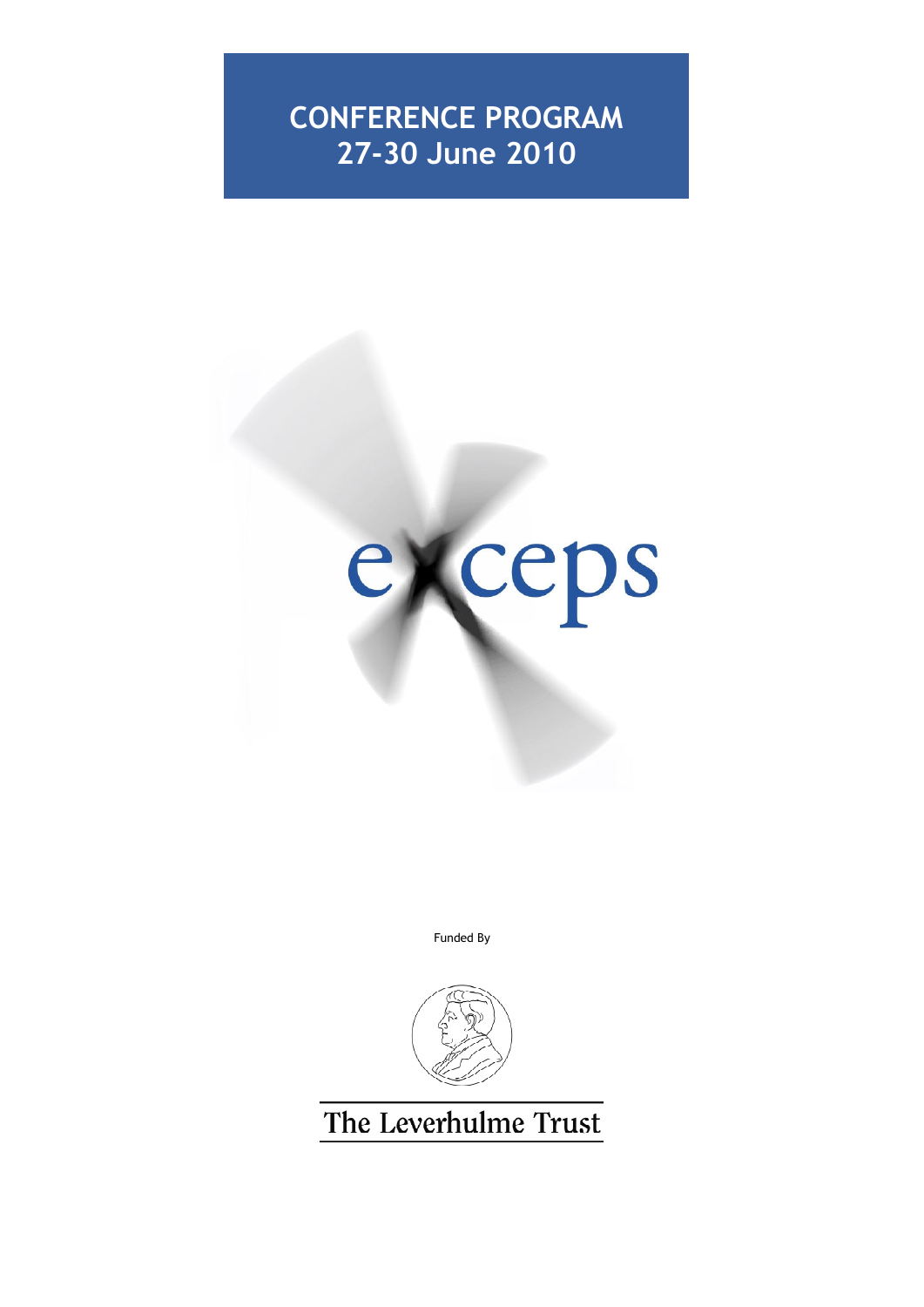# CONFERENCE PROGRAM
## 27-30 June 2010

excceps

Funded By

The Leverhulme Trust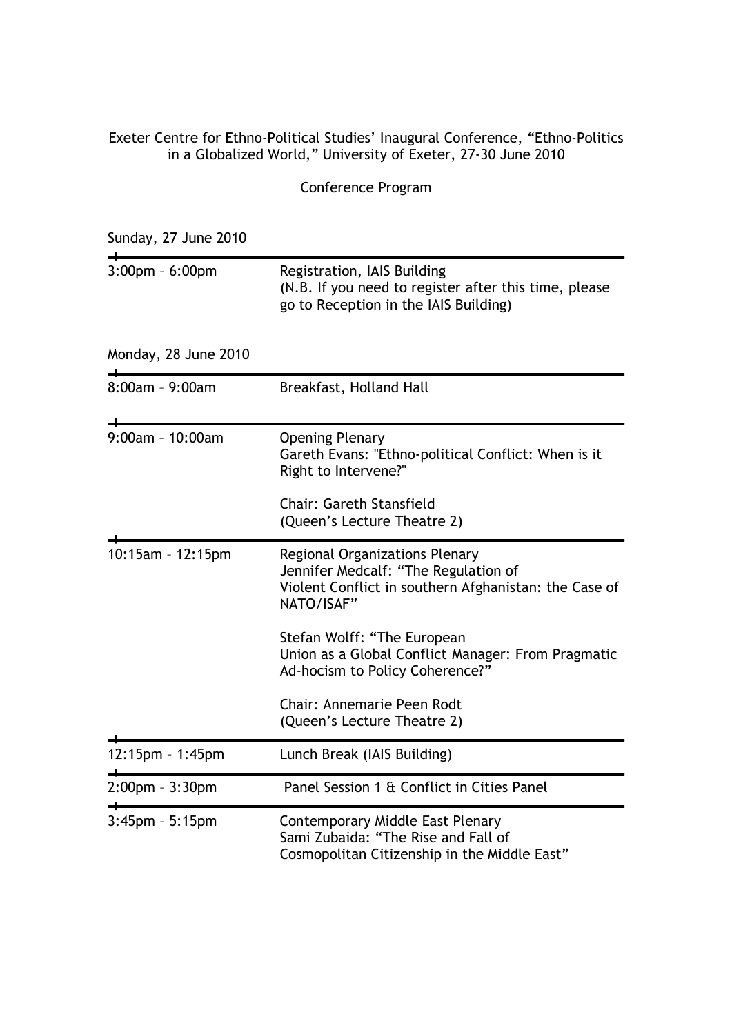Exeter Centre for Ethno-Political Studies' Inaugural Conference, "Ethno-Politics in a Globalized World," University of Exeter, 27-30 June 2010

Conference Program

Sunday, 27 June 2010

| | |
|---|---|
| 3:00pm – 6:00pm | Registration, IAIS Building<br>(N.B. If you need to register after this time, please go to Reception in the IAIS Building) |

Monday, 28 June 2010

| | |
|---|---|
| 8:00am – 9:00am | Breakfast, Holland Hall |
| 9:00am – 10:00am | Opening Plenary<br>Gareth Evans: "Ethno-political Conflict: When is it Right to Intervene?"<br><br>Chair: Gareth Stansfield<br>(Queen's Lecture Theatre 2) |
| 10:15am – 12:15pm | Regional Organizations Plenary<br>Jennifer Medcalf: "The Regulation of Violent Conflict in southern Afghanistan: the Case of NATO/ISAF"<br><br>Stefan Wolff: "The European Union as a Global Conflict Manager: From Pragmatic Ad-hocism to Policy Coherence?"<br><br>Chair: Annemarie Peen Rodt<br>(Queen's Lecture Theatre 2) |
| 12:15pm – 1:45pm | Lunch Break (IAIS Building) |
| 2:00pm – 3:30pm | Panel Session 1 & Conflict in Cities Panel |
| 3:45pm – 5:15pm | Contemporary Middle East Plenary<br>Sami Zubaida: "The Rise and Fall of Cosmopolitan Citizenship in the Middle East" |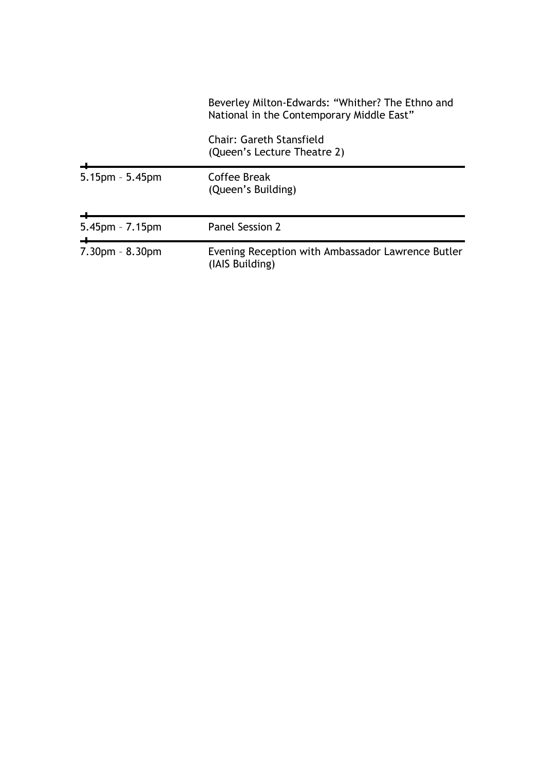| | |
|---|---|
| | Beverley Milton-Edwards: "Whither? The Ethno and National in the Contemporary Middle East"<br><br>Chair: Gareth Stansfield<br>(Queen's Lecture Theatre 2) |
| 5.15pm – 5.45pm | Coffee Break<br>(Queen's Building) |
| 5.45pm – 7.15pm | Panel Session 2 |
| 7.30pm – 8.30pm | Evening Reception with Ambassador Lawrence Butler<br>(IAIS Building) |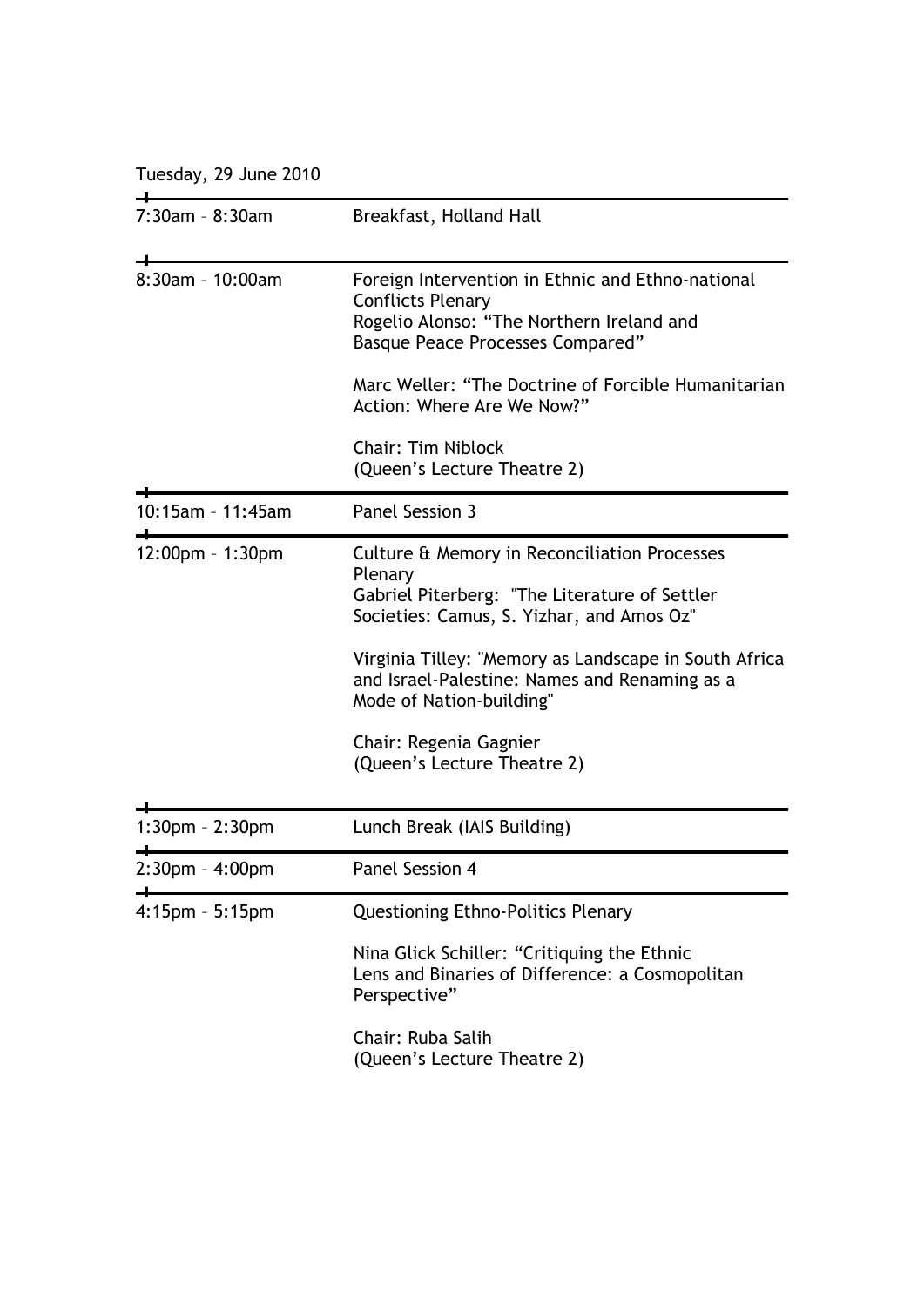Tuesday, 29 June 2010

| | |
|---|---|
| 7:30am – 8:30am | Breakfast, Holland Hall |
| 8:30am – 10:00am | Foreign Intervention in Ethnic and Ethno-national Conflicts Plenary<br>Rogelio Alonso: “The Northern Ireland and Basque Peace Processes Compared”<br><br>Marc Weller: “The Doctrine of Forcible Humanitarian Action: Where Are We Now?”<br><br>Chair: Tim Niblock<br>(Queen’s Lecture Theatre 2) |
| 10:15am – 11:45am | Panel Session 3 |
| 12:00pm – 1:30pm | Culture & Memory in Reconciliation Processes Plenary<br>Gabriel Piterberg: "The Literature of Settler Societies: Camus, S. Yizhar, and Amos Oz"<br><br>Virginia Tilley: "Memory as Landscape in South Africa and Israel-Palestine: Names and Renaming as a Mode of Nation-building"<br><br>Chair: Regenia Gagnier<br>(Queen’s Lecture Theatre 2) |
| 1:30pm – 2:30pm | Lunch Break (IAIS Building) |
| 2:30pm – 4:00pm | Panel Session 4 |
| 4:15pm – 5:15pm | Questioning Ethno-Politics Plenary<br><br>Nina Glick Schiller: “Critiquing the Ethnic Lens and Binaries of Difference: a Cosmopolitan Perspective”<br><br>Chair: Ruba Salih<br>(Queen’s Lecture Theatre 2) |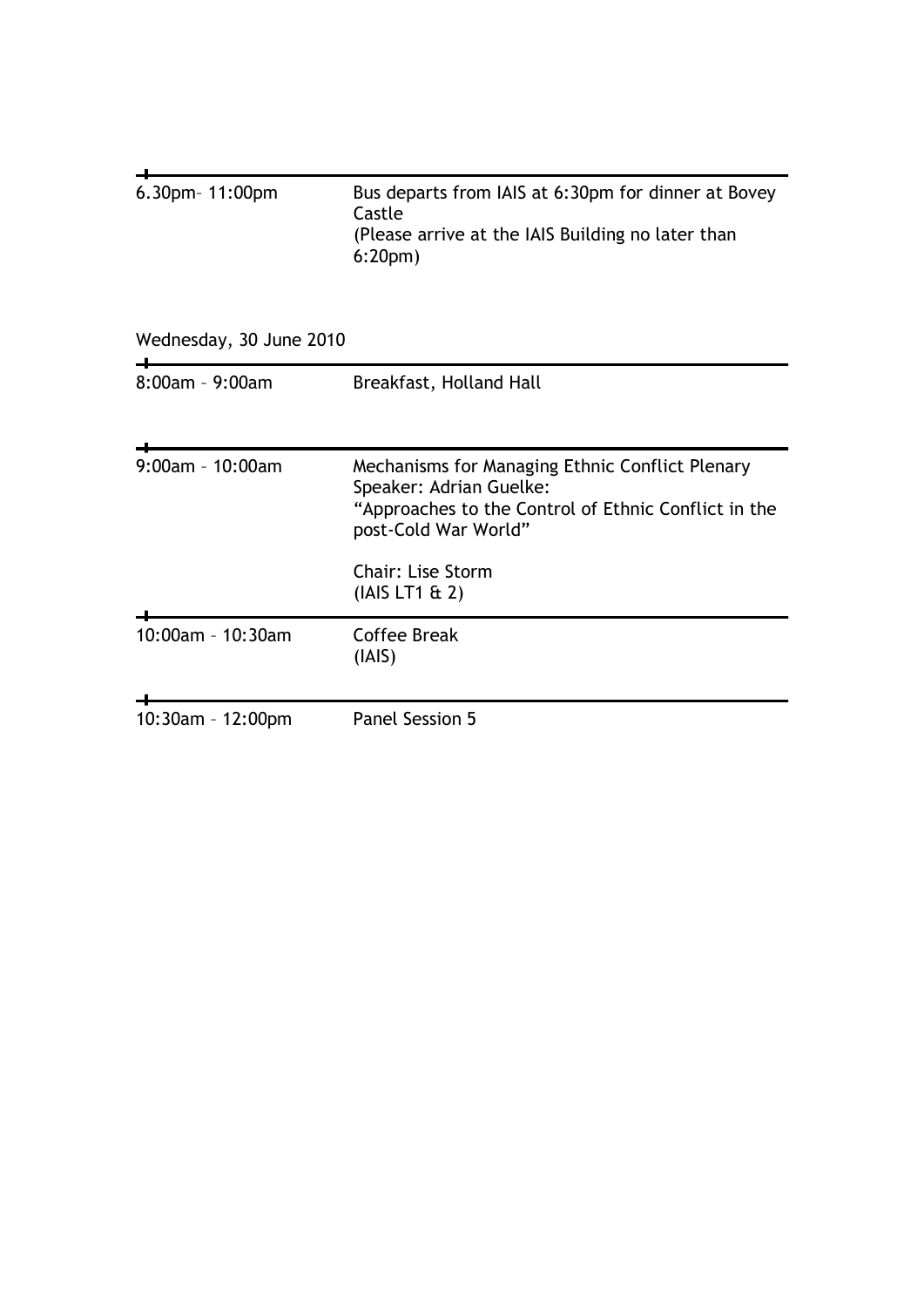| | |
|---|---|
| 6.30pm– 11:00pm | Bus departs from IAIS at 6:30pm for dinner at Bovey Castle<br>(Please arrive at the IAIS Building no later than 6:20pm) |

Wednesday, 30 June 2010

| | |
|---|---|
| 8:00am – 9:00am | Breakfast, Holland Hall |
| 9:00am – 10:00am | Mechanisms for Managing Ethnic Conflict Plenary Speaker: Adrian Guelke:<br>“Approaches to the Control of Ethnic Conflict in the post-Cold War World”<br><br>Chair: Lise Storm<br>(IAIS LT1 & 2) |
| 10:00am – 10:30am | Coffee Break<br>(IAIS) |
| 10:30am – 12:00pm | Panel Session 5 |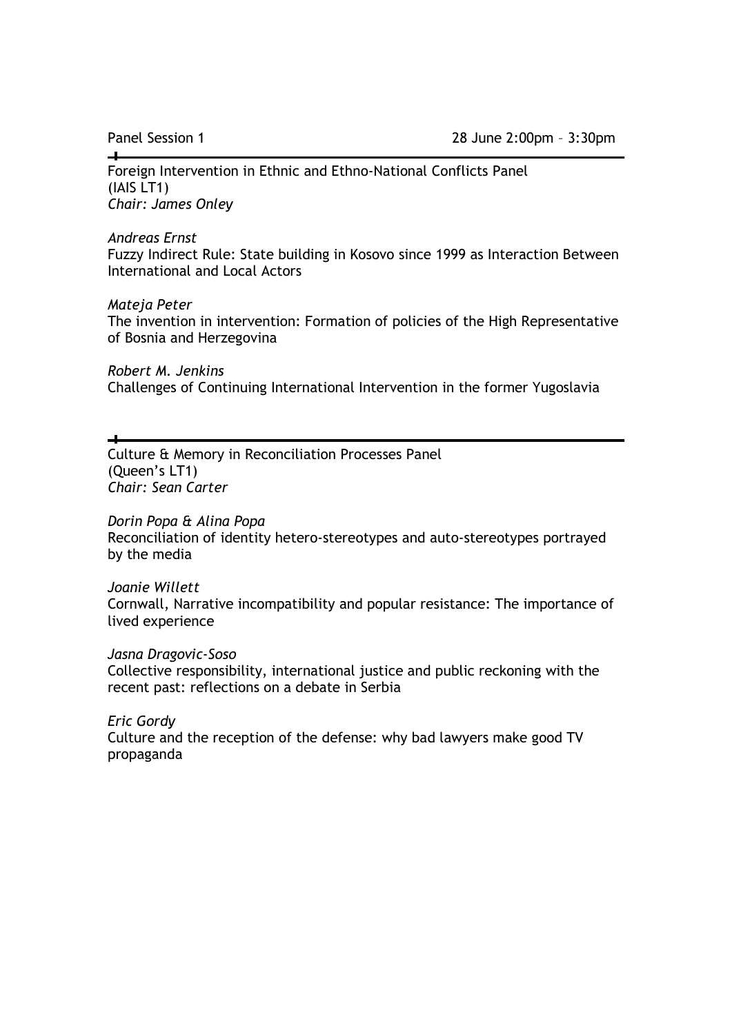Panel Session 1 28 June 2:00pm – 3:30pm

---

Foreign Intervention in Ethnic and Ethno-National Conflicts Panel
(IAIS LT1)
*Chair: James Onley*

*Andreas Ernst*
Fuzzy Indirect Rule: State building in Kosovo since 1999 as Interaction Between International and Local Actors

*Mateja Peter*
The invention in intervention: Formation of policies of the High Representative of Bosnia and Herzegovina

*Robert M. Jenkins*
Challenges of Continuing International Intervention in the former Yugoslavia

---

Culture & Memory in Reconciliation Processes Panel
(Queen's LT1)
*Chair: Sean Carter*

*Dorin Popa & Alina Popa*
Reconciliation of identity hetero-stereotypes and auto-stereotypes portrayed by the media

*Joanie Willett*
Cornwall, Narrative incompatibility and popular resistance: The importance of lived experience

*Jasna Dragovic-Soso*
Collective responsibility, international justice and public reckoning with the recent past: reflections on a debate in Serbia

*Eric Gordy*
Culture and the reception of the defense: why bad lawyers make good TV propaganda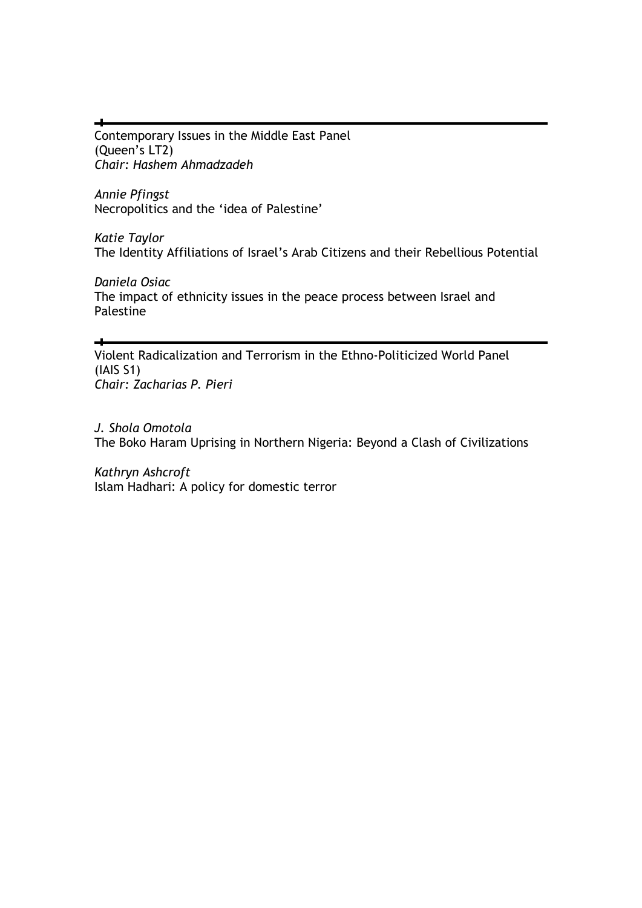---

Contemporary Issues in the Middle East Panel
(Queen's LT2)
*Chair: Hashem Ahmadzadeh*

*Annie Pfingst*
Necropolitics and the 'idea of Palestine'

*Katie Taylor*
The Identity Affiliations of Israel's Arab Citizens and their Rebellious Potential

*Daniela Osiac*
The impact of ethnicity issues in the peace process between Israel and Palestine

---

Violent Radicalization and Terrorism in the Ethno-Politicized World Panel
(IAIS S1)
*Chair: Zacharias P. Pieri*

*J. Shola Omotola*
The Boko Haram Uprising in Northern Nigeria: Beyond a Clash of Civilizations

*Kathryn Ashcroft*
Islam Hadhari: A policy for domestic terror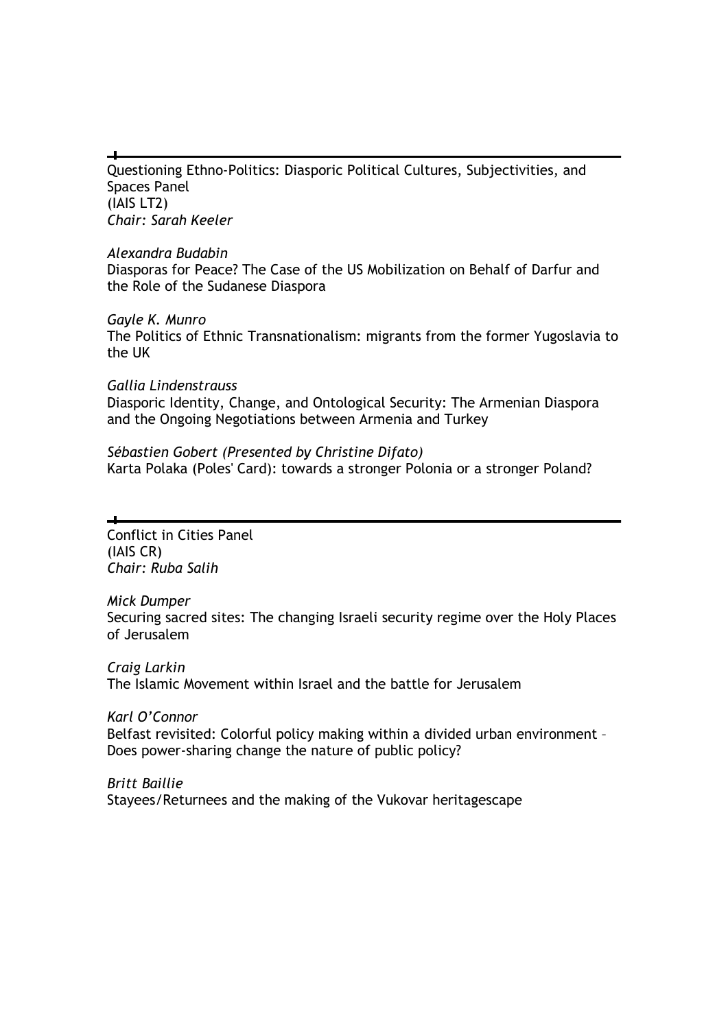---

Questioning Ethno-Politics: Diasporic Political Cultures, Subjectivities, and Spaces Panel
(IAIS LT2)
*Chair: Sarah Keeler*

*Alexandra Budabin*
Diasporas for Peace? The Case of the US Mobilization on Behalf of Darfur and the Role of the Sudanese Diaspora

*Gayle K. Munro*
The Politics of Ethnic Transnationalism: migrants from the former Yugoslavia to the UK

*Gallia Lindenstrauss*
Diasporic Identity, Change, and Ontological Security: The Armenian Diaspora and the Ongoing Negotiations between Armenia and Turkey

*Sébastien Gobert (Presented by Christine Difato)*
Karta Polaka (Poles' Card): towards a stronger Polonia or a stronger Poland?

---

Conflict in Cities Panel
(IAIS CR)
*Chair: Ruba Salih*

*Mick Dumper*
Securing sacred sites: The changing Israeli security regime over the Holy Places of Jerusalem

*Craig Larkin*
The Islamic Movement within Israel and the battle for Jerusalem

*Karl O'Connor*
Belfast revisited: Colorful policy making within a divided urban environment – Does power-sharing change the nature of public policy?

*Britt Baillie*
Stayees/Returnees and the making of the Vukovar heritagescape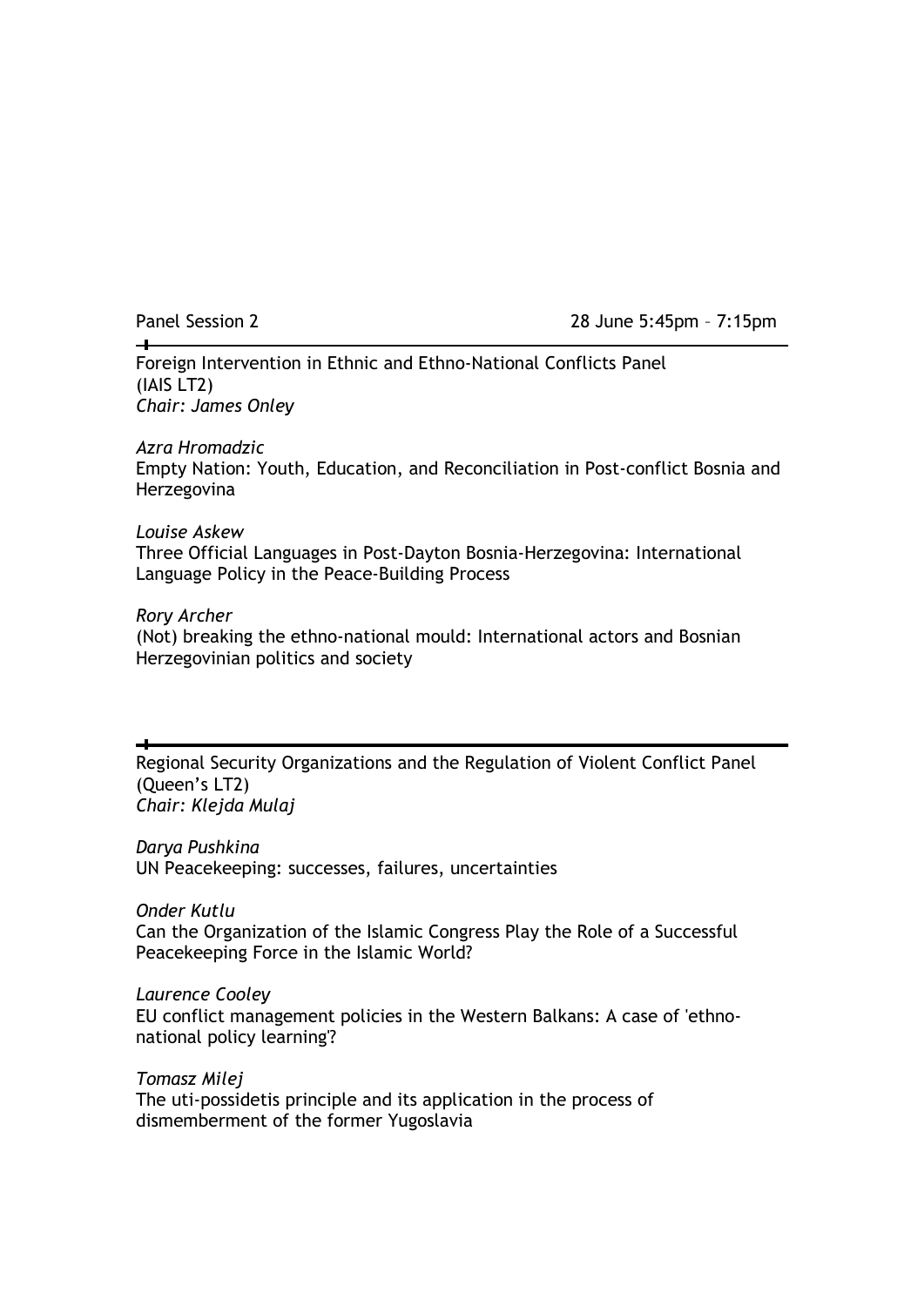Panel Session 2 28 June 5:45pm – 7:15pm

---

Foreign Intervention in Ethnic and Ethno-National Conflicts Panel
(IAIS LT2)
*Chair: James Onley*

*Azra Hromadzic*
Empty Nation: Youth, Education, and Reconciliation in Post-conflict Bosnia and Herzegovina

*Louise Askew*
Three Official Languages in Post-Dayton Bosnia-Herzegovina: International Language Policy in the Peace-Building Process

*Rory Archer*
(Not) breaking the ethno-national mould: International actors and Bosnian Herzegovinian politics and society

---

Regional Security Organizations and the Regulation of Violent Conflict Panel
(Queen's LT2)
*Chair: Klejda Mulaj*

*Darya Pushkina*
UN Peacekeeping: successes, failures, uncertainties

*Onder Kutlu*
Can the Organization of the Islamic Congress Play the Role of a Successful Peacekeeping Force in the Islamic World?

*Laurence Cooley*
EU conflict management policies in the Western Balkans: A case of 'ethno-national policy learning'?

*Tomasz Milej*
The uti-possidetis principle and its application in the process of dismemberment of the former Yugoslavia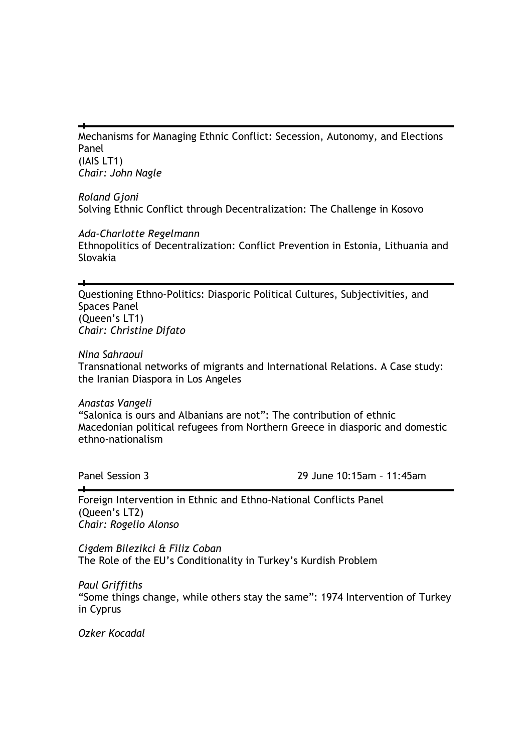---

Mechanisms for Managing Ethnic Conflict: Secession, Autonomy, and Elections Panel
(IAIS LT1)
*Chair: John Nagle*

*Roland Gjoni*
Solving Ethnic Conflict through Decentralization: The Challenge in Kosovo

*Ada-Charlotte Regelmann*
Ethnopolitics of Decentralization: Conflict Prevention in Estonia, Lithuania and Slovakia

---

Questioning Ethno-Politics: Diasporic Political Cultures, Subjectivities, and Spaces Panel
(Queen's LT1)
*Chair: Christine Difato*

*Nina Sahraoui*
Transnational networks of migrants and International Relations. A Case study: the Iranian Diaspora in Los Angeles

*Anastas Vangeli*
"Salonica is ours and Albanians are not": The contribution of ethnic Macedonian political refugees from Northern Greece in diasporic and domestic ethno-nationalism

Panel Session 3 29 June 10:15am – 11:45am

---

Foreign Intervention in Ethnic and Ethno-National Conflicts Panel
(Queen's LT2)
*Chair: Rogelio Alonso*

*Cigdem Bilezikci & Filiz Coban*
The Role of the EU's Conditionality in Turkey's Kurdish Problem

*Paul Griffiths*
"Some things change, while others stay the same": 1974 Intervention of Turkey in Cyprus

*Ozker Kocadal*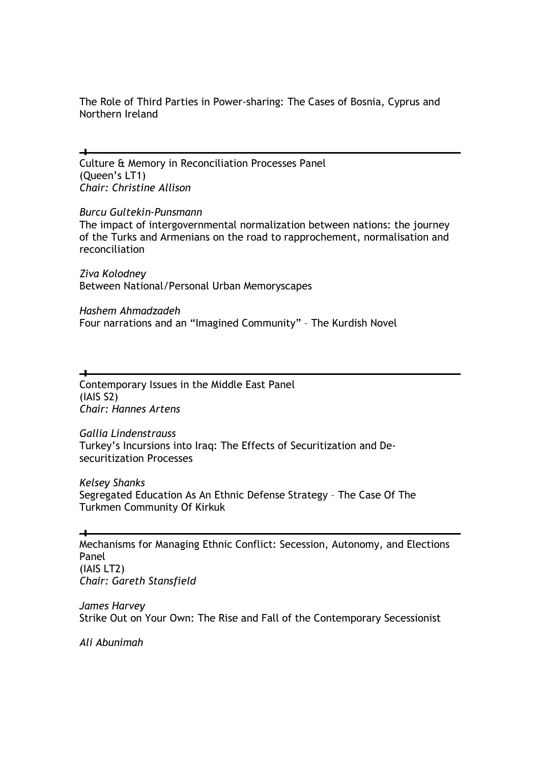The Role of Third Parties in Power-sharing: The Cases of Bosnia, Cyprus and Northern Ireland

---

Culture & Memory in Reconciliation Processes Panel
(Queen's LT1)
*Chair: Christine Allison*

*Burcu Gultekin-Punsmann*
The impact of intergovernmental normalization between nations: the journey of the Turks and Armenians on the road to rapprochement, normalisation and reconciliation

*Ziva Kolodney*
Between National/Personal Urban Memoryscapes

*Hashem Ahmadzadeh*
Four narrations and an "Imagined Community" – The Kurdish Novel

---

Contemporary Issues in the Middle East Panel
(IAIS S2)
*Chair: Hannes Artens*

*Gallia Lindenstrauss*
Turkey's Incursions into Iraq: The Effects of Securitization and De-securitization Processes

*Kelsey Shanks*
Segregated Education As An Ethnic Defense Strategy – The Case Of The Turkmen Community Of Kirkuk

---

Mechanisms for Managing Ethnic Conflict: Secession, Autonomy, and Elections Panel
(IAIS LT2)
*Chair: Gareth Stansfield*

*James Harvey*
Strike Out on Your Own: The Rise and Fall of the Contemporary Secessionist

*Ali Abunimah*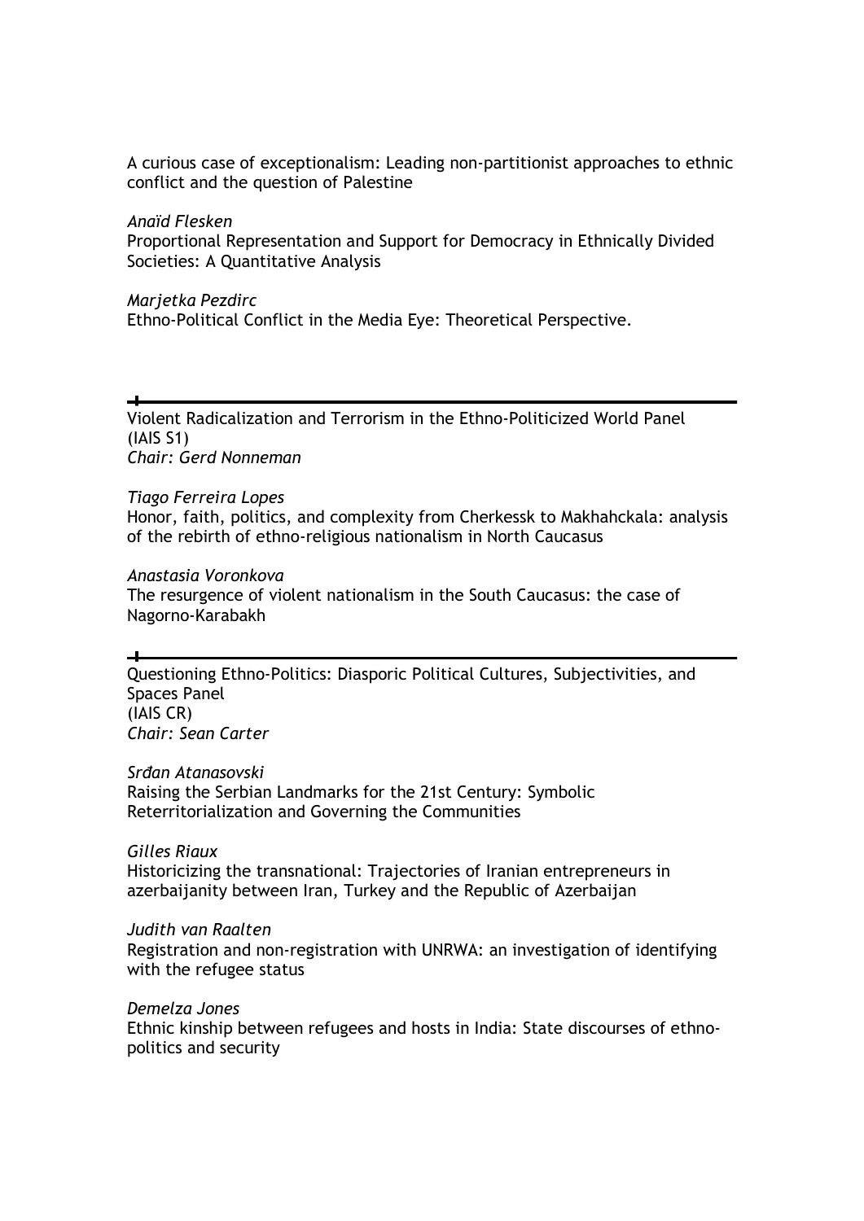A curious case of exceptionalism: Leading non-partitionist approaches to ethnic conflict and the question of Palestine

*Anaïd Flesken*
Proportional Representation and Support for Democracy in Ethnically Divided Societies: A Quantitative Analysis

*Marjetka Pezdirc*
Ethno-Political Conflict in the Media Eye: Theoretical Perspective.

---

Violent Radicalization and Terrorism in the Ethno-Politicized World Panel
(IAIS S1)
*Chair: Gerd Nonneman*

*Tiago Ferreira Lopes*
Honor, faith, politics, and complexity from Cherkessk to Makhahckala: analysis of the rebirth of ethno-religious nationalism in North Caucasus

*Anastasia Voronkova*
The resurgence of violent nationalism in the South Caucasus: the case of Nagorno-Karabakh

---

Questioning Ethno-Politics: Diasporic Political Cultures, Subjectivities, and Spaces Panel
(IAIS CR)
*Chair: Sean Carter*

*Srđan Atanasovski*
Raising the Serbian Landmarks for the 21st Century: Symbolic Reterritorialization and Governing the Communities

*Gilles Riaux*
Historicizing the transnational: Trajectories of Iranian entrepreneurs in azerbaijanity between Iran, Turkey and the Republic of Azerbaijan

*Judith van Raalten*
Registration and non-registration with UNRWA: an investigation of identifying with the refugee status

*Demelza Jones*
Ethnic kinship between refugees and hosts in India: State discourses of ethno-politics and security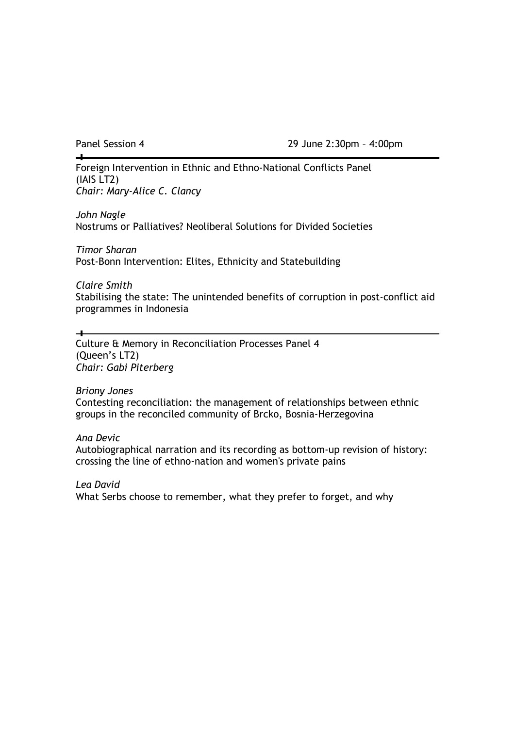Panel Session 4 29 June 2:30pm – 4:00pm

---

Foreign Intervention in Ethnic and Ethno-National Conflicts Panel
(IAIS LT2)
*Chair: Mary-Alice C. Clancy*

*John Nagle*
Nostrums or Palliatives? Neoliberal Solutions for Divided Societies

*Timor Sharan*
Post-Bonn Intervention: Elites, Ethnicity and Statebuilding

*Claire Smith*
Stabilising the state: The unintended benefits of corruption in post-conflict aid programmes in Indonesia

---

Culture & Memory in Reconciliation Processes Panel 4
(Queen's LT2)
*Chair: Gabi Piterberg*

*Briony Jones*
Contesting reconciliation: the management of relationships between ethnic groups in the reconciled community of Brcko, Bosnia-Herzegovina

*Ana Devic*
Autobiographical narration and its recording as bottom-up revision of history: crossing the line of ethno-nation and women's private pains

*Lea David*
What Serbs choose to remember, what they prefer to forget, and why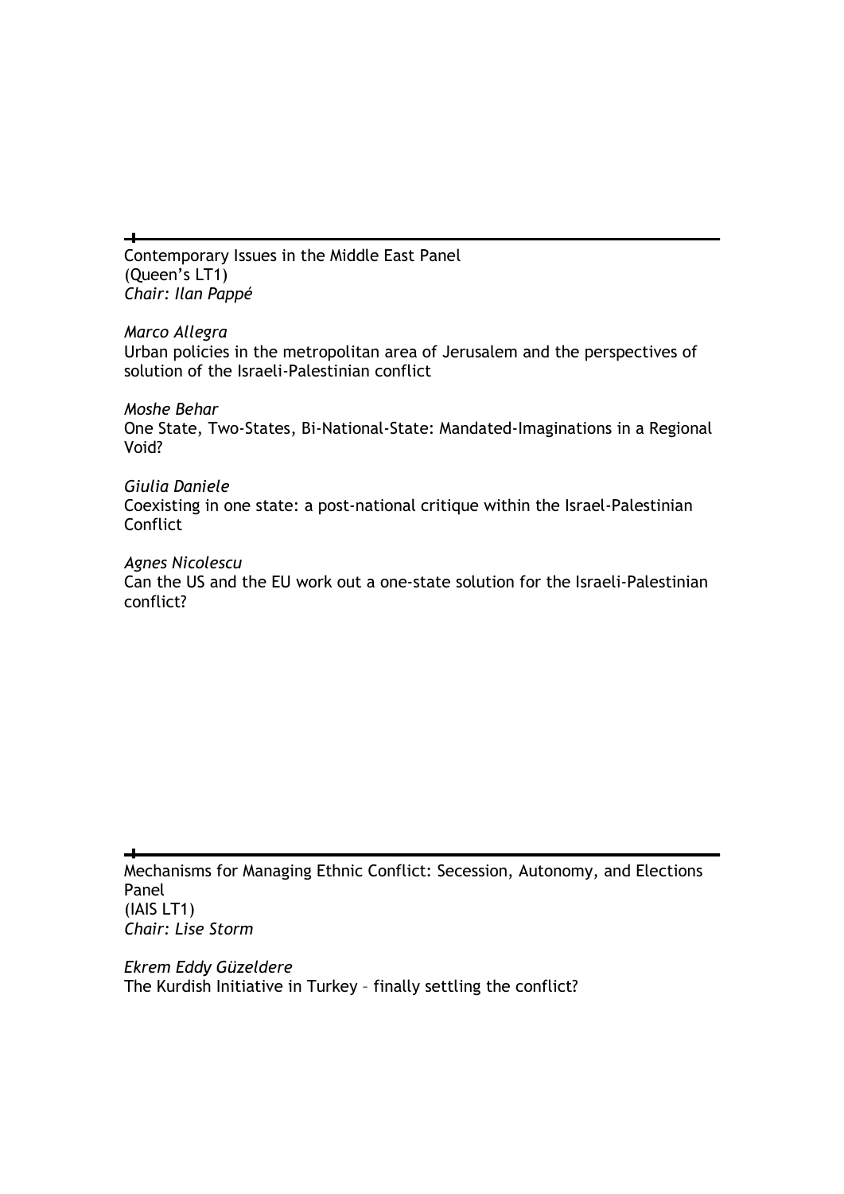---

Contemporary Issues in the Middle East Panel
(Queen's LT1)
*Chair: Ilan Pappé*

*Marco Allegra*
Urban policies in the metropolitan area of Jerusalem and the perspectives of solution of the Israeli-Palestinian conflict

*Moshe Behar*
One State, Two-States, Bi-National-State: Mandated-Imaginations in a Regional Void?

*Giulia Daniele*
Coexisting in one state: a post-national critique within the Israel-Palestinian Conflict

*Agnes Nicolescu*
Can the US and the EU work out a one-state solution for the Israeli-Palestinian conflict?

---

Mechanisms for Managing Ethnic Conflict: Secession, Autonomy, and Elections Panel
(IAIS LT1)
*Chair: Lise Storm*

*Ekrem Eddy Güzeldere*
The Kurdish Initiative in Turkey – finally settling the conflict?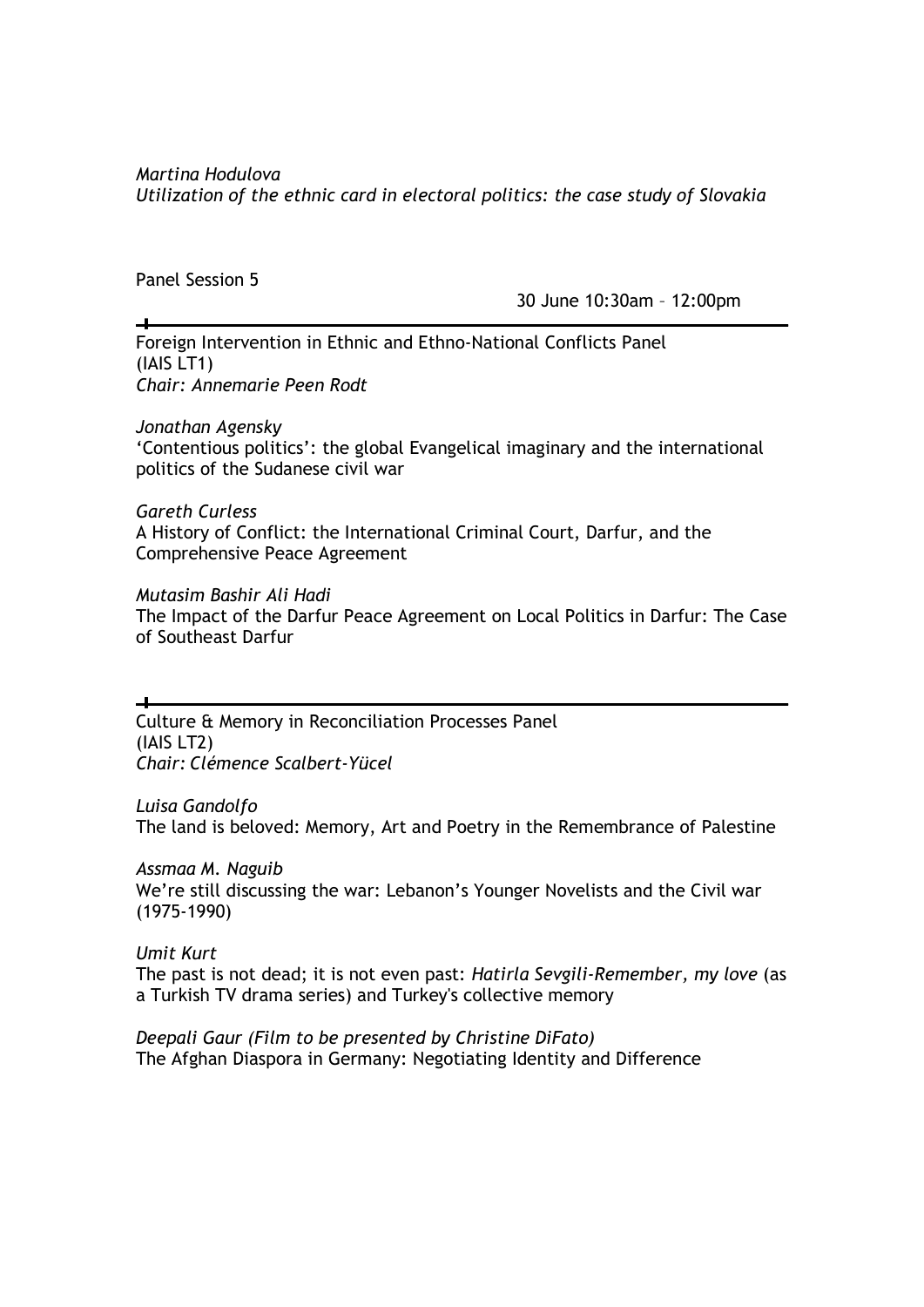*Martina Hodulova*
*Utilization of the ethnic card in electoral politics: the case study of Slovakia*

Panel Session 5

30 June 10:30am – 12:00pm

---

Foreign Intervention in Ethnic and Ethno-National Conflicts Panel
(IAIS LT1)
*Chair: Annemarie Peen Rodt*

*Jonathan Agensky*
'Contentious politics': the global Evangelical imaginary and the international politics of the Sudanese civil war

*Gareth Curless*
A History of Conflict: the International Criminal Court, Darfur, and the Comprehensive Peace Agreement

*Mutasim Bashir Ali Hadi*
The Impact of the Darfur Peace Agreement on Local Politics in Darfur: The Case of Southeast Darfur

---

Culture & Memory in Reconciliation Processes Panel
(IAIS LT2)
*Chair: Clémence Scalbert-Yücel*

*Luisa Gandolfo*
The land is beloved: Memory, Art and Poetry in the Remembrance of Palestine

*Assmaa M. Naguib*
We're still discussing the war: Lebanon's Younger Novelists and the Civil war (1975-1990)

*Umit Kurt*
The past is not dead; it is not even past: *Hatirla Sevgili-Remember, my love* (as a Turkish TV drama series) and Turkey's collective memory

*Deepali Gaur (Film to be presented by Christine DiFato)*
The Afghan Diaspora in Germany: Negotiating Identity and Difference